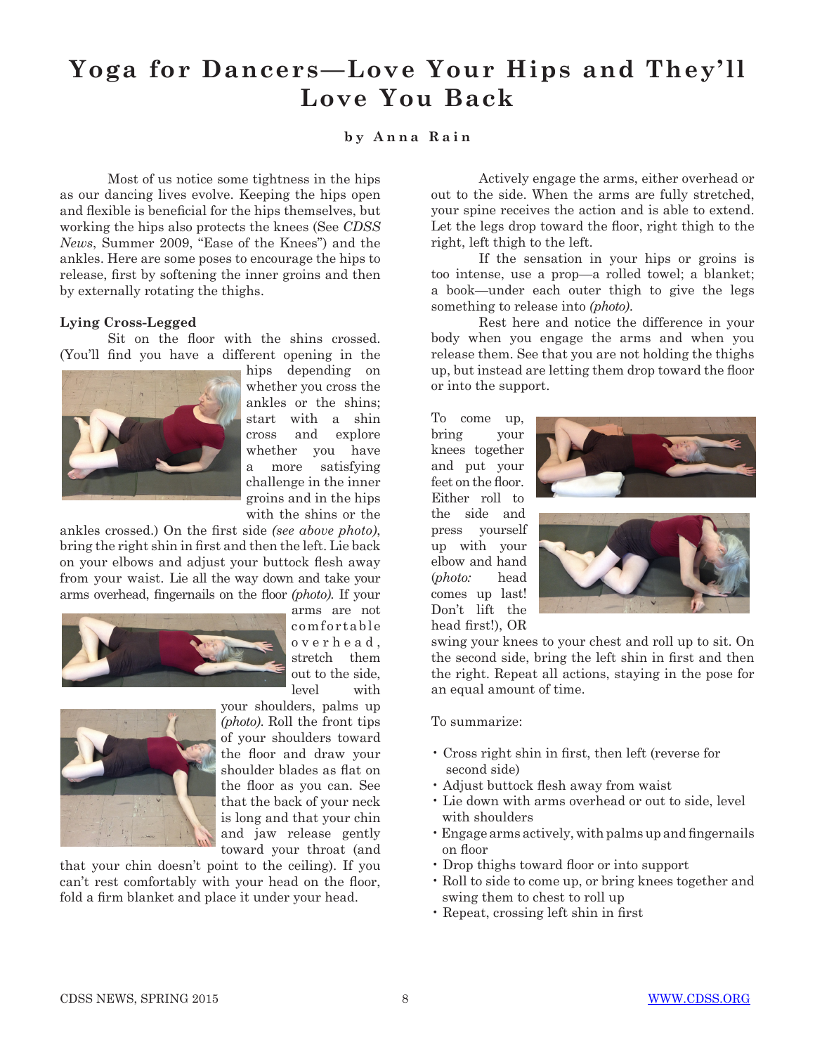# Yoga for Dancers—Love Your Hips and They'll Love You Back

**by Anna Rain**

Most of us notice some tightness in the hips as our dancing lives evolve. Keeping the hips open and flexible is beneficial for the hips themselves, but working the hips also protects the knees (See *CDSS News*, Summer 2009, "Ease of the Knees") and the ankles. Here are some poses to encourage the hips to release, first by softening the inner groins and then by externally rotating the thighs.

### Lying Cross-Legged

Sit on the floor with the shins crossed. (You'll find you have a different opening in the hips depending on whether you cross the ankles or the shins; start with a shin cross and explore whether you have a more satisfying challenge in the inner groins and in the hips with the shins or the ankles crossed.) On the first side *(see above photo)*, bring the right shin in first and then the left. Lie back on your elbows and adjust your buttock flesh away from your waist. Lie all the way down and take your arms overhead, fingernails on the floor *(photo)*. If your arms are not comfortable overhead, stretch them out to the side, level with your shoulders, palms up *(photo)*. Roll the front tips of your shoulders toward the floor and draw your shoulder blades as flat on the floor as you can. See that the back of your neck is long and that your chin and jaw release gently toward your throat (and that your chin doesn't point to the ceiling). If you can't rest comfortably with your head on the floor, fold a firm blanket and place it under your head.

Actively engage the arms, either overhead or out to the side. When the arms are fully stretched, your spine receives the action and is able to extend. Let the legs drop toward the floor, right thigh to the right, left thigh to the left.

If the sensation in your hips or groins is too intense, use a prop—a rolled towel; a blanket; a book—under each outer thigh to give the legs something to release into *(photo)*.

Rest here and notice the difference in your body when you engage the arms and when you release them. See that you are not holding the thighs up, but instead are letting them drop toward the floor or into the support.

To come up, bring your knees together and put your feet on the floor. Either roll to the side and press yourself up with your elbow and hand (*photo:* head comes up last! Don't lift the head first!), OR swing your knees to your chest and roll up to sit. On the second side, bring the left shin in first and then the right. Repeat all actions, staying in the pose for an equal amount of time.

To summarize:

- Cross right shin in first, then left (reverse for second side)
- Adjust buttock flesh away from waist
- Lie down with arms overhead or out to side, level with shoulders
- Engage arms actively, with palms up and fingernails on floor
- Drop thighs toward floor or into support
- Roll to side to come up, or bring knees together and swing them to chest to roll up
- Repeat, crossing left shin in first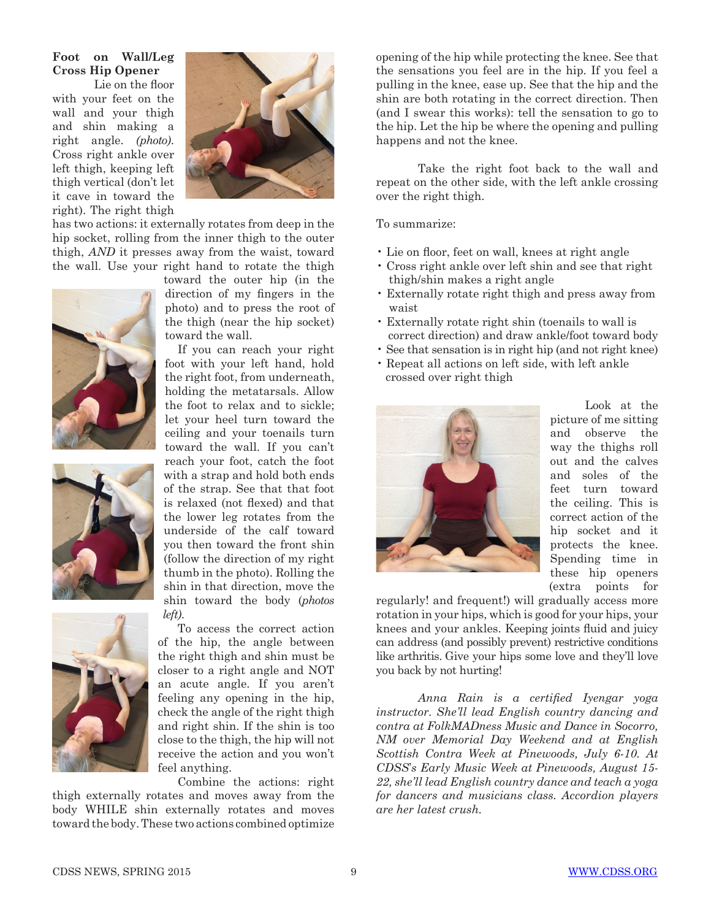**Foot on Wall/Leg Cross Hip Opener**

Lie on the floor with your feet on the wall and your thigh and shin making a right angle. *(photo).* Cross right ankle over left thigh, keeping left thigh vertical (don't let it cave in toward the right). The right thigh has two actions: it externally rotates from deep in the hip socket, rolling from the inner thigh to the outer thigh, *AND* it presses away from the waist, toward the wall. Use your right hand to rotate the thigh toward the outer hip (in the direction of my fingers in the photo) and to press the root of the thigh (near the hip socket) toward the wall.

If you can reach your right foot with your left hand, hold the right foot, from underneath, holding the metatarsals. Allow the foot to relax and to sickle; let your heel turn toward the ceiling and your toenails turn toward the wall. If you can't reach your foot, catch the foot with a strap and hold both ends of the strap. See that that foot is relaxed (not flexed) and that the lower leg rotates from the underside of the calf toward you then toward the front shin (follow the direction of my right thumb in the photo). Rolling the shin in that direction, move the shin toward the body (*photos left).*

To access the correct action of the hip, the angle between the right thigh and shin must be closer to a right angle and NOT an acute angle. If you aren't feeling any opening in the hip, check the angle of the right thigh and right shin. If the shin is too close to the thigh, the hip will not receive the action and you won't feel anything.

Combine the actions: right thigh externally rotates and moves away from the body WHILE shin externally rotates and moves toward the body. These two actions combined optimize opening of the hip while protecting the knee. See that the sensations you feel are in the hip. If you feel a pulling in the knee, ease up. See that the hip and the shin are both rotating in the correct direction. Then (and I swear this works): tell the sensation to go to the hip. Let the hip be where the opening and pulling happens and not the knee.

Take the right foot back to the wall and repeat on the other side, with the left ankle crossing over the right thigh.

To summarize:

- Lie on floor, feet on wall, knees at right angle
- Cross right ankle over left shin and see that right thigh/shin makes a right angle
- Externally rotate right thigh and press away from waist
- Externally rotate right shin (toenails to wall is correct direction) and draw ankle/foot toward body
- See that sensation is in right hip (and not right knee)
- Repeat all actions on left side, with left ankle crossed over right thigh

Look at the picture of me sitting and observe the way the thighs roll out and the calves and soles of the feet turn toward the ceiling. This is correct action of the hip socket and it protects the knee. Spending time in these hip openers (extra points for regularly! and frequent!) will gradually access more rotation in your hips, which is good for your hips, your knees and your ankles. Keeping joints fluid and juicy can address (and possibly prevent) restrictive conditions like arthritis. Give your hips some love and they'll love you back by not hurting!

*Anna Rain is a certified Iyengar yoga instructor. She'll lead English country dancing and contra at FolkMADness Music and Dance in Socorro, NM over Memorial Day Weekend and at English Scottish Contra Week at Pinewoods, July 6-10. At CDSS's Early Music Week at Pinewoods, August 15-22, she'll lead English country dance and teach a yoga for dancers and musicians class. Accordion players are her latest crush.*